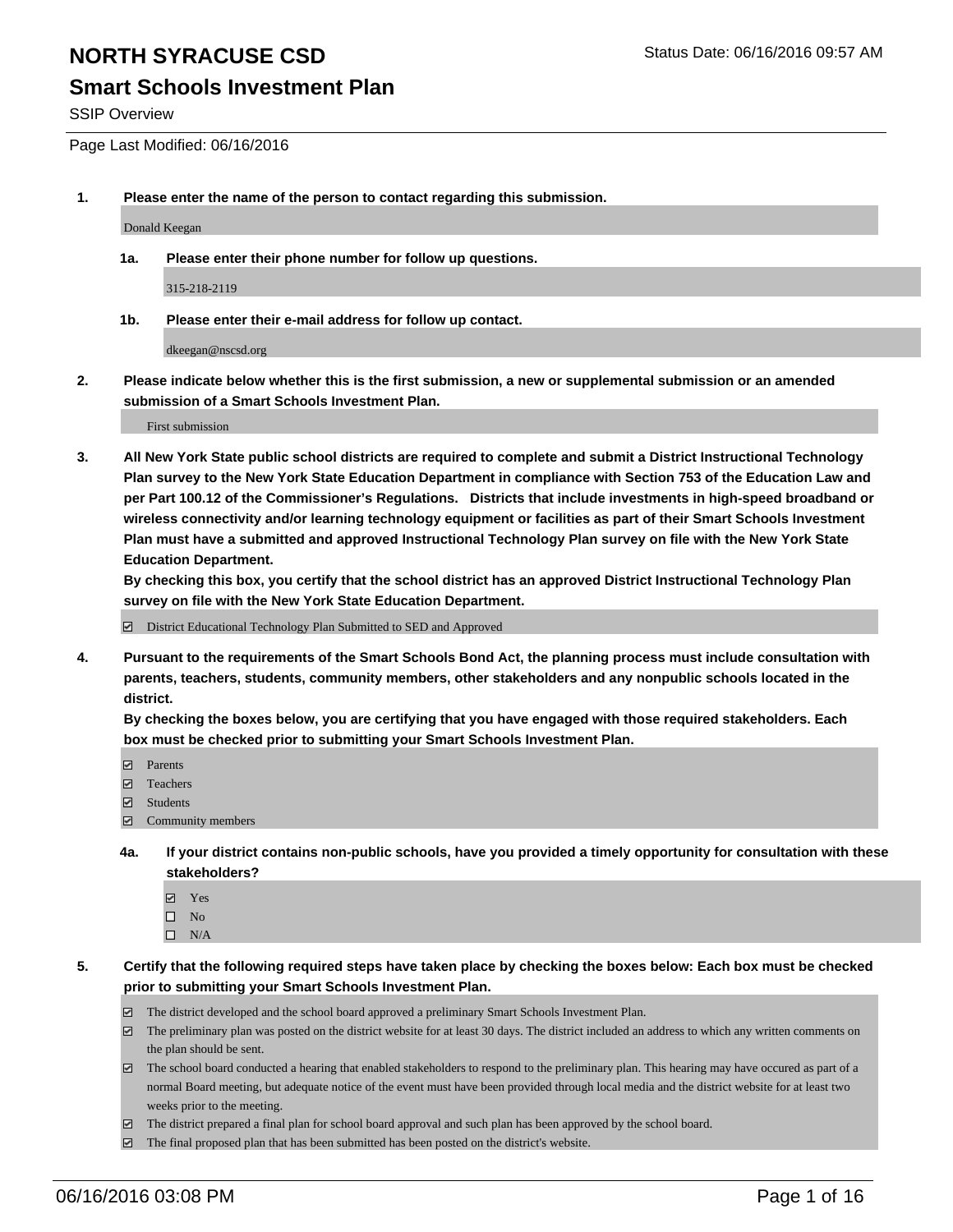# NORTH SYRACUSE CSD

Status Date: 06/16/2016 09:57 AM

## Smart Schools Investment Plan

SSIP Overview

Page Last Modified: 06/16/2016

1. **Please enter the name of the person to contact regarding this submission.**

   Donald Keegan

   1a. **Please enter their phone number for follow up questions.**

   315-218-2119

   1b. **Please enter their e-mail address for follow up contact.**

   dkeegan@nscsd.org

2. **Please indicate below whether this is the first submission, a new or supplemental submission or an amended submission of a Smart Schools Investment Plan.**

   First submission

3. **All New York State public school districts are required to complete and submit a District Instructional Technology Plan survey to the New York State Education Department in compliance with Section 753 of the Education Law and per Part 100.12 of the Commissioner's Regulations. Districts that include investments in high-speed broadband or wireless connectivity and/or learning technology equipment or facilities as part of their Smart Schools Investment Plan must have a submitted and approved Instructional Technology Plan survey on file with the New York State Education Department.**
   **By checking this box, you certify that the school district has an approved District Instructional Technology Plan survey on file with the New York State Education Department.**

   ☑ District Educational Technology Plan Submitted to SED and Approved

4. **Pursuant to the requirements of the Smart Schools Bond Act, the planning process must include consultation with parents, teachers, students, community members, other stakeholders and any nonpublic schools located in the district.**
   **By checking the boxes below, you are certifying that you have engaged with those required stakeholders. Each box must be checked prior to submitting your Smart Schools Investment Plan.**

   ☑ Parents
   ☑ Teachers
   ☑ Students
   ☑ Community members

   4a. **If your district contains non-public schools, have you provided a timely opportunity for consultation with these stakeholders?**

   ☑ Yes
   ☐ No
   ☐ N/A

5. **Certify that the following required steps have taken place by checking the boxes below: Each box must be checked prior to submitting your Smart Schools Investment Plan.**

   ☑ The district developed and the school board approved a preliminary Smart Schools Investment Plan.
   ☑ The preliminary plan was posted on the district website for at least 30 days. The district included an address to which any written comments on the plan should be sent.
   ☑ The school board conducted a hearing that enabled stakeholders to respond to the preliminary plan. This hearing may have occured as part of a normal Board meeting, but adequate notice of the event must have been provided through local media and the district website for at least two weeks prior to the meeting.
   ☑ The district prepared a final plan for school board approval and such plan has been approved by the school board.
   ☑ The final proposed plan that has been submitted has been posted on the district's website.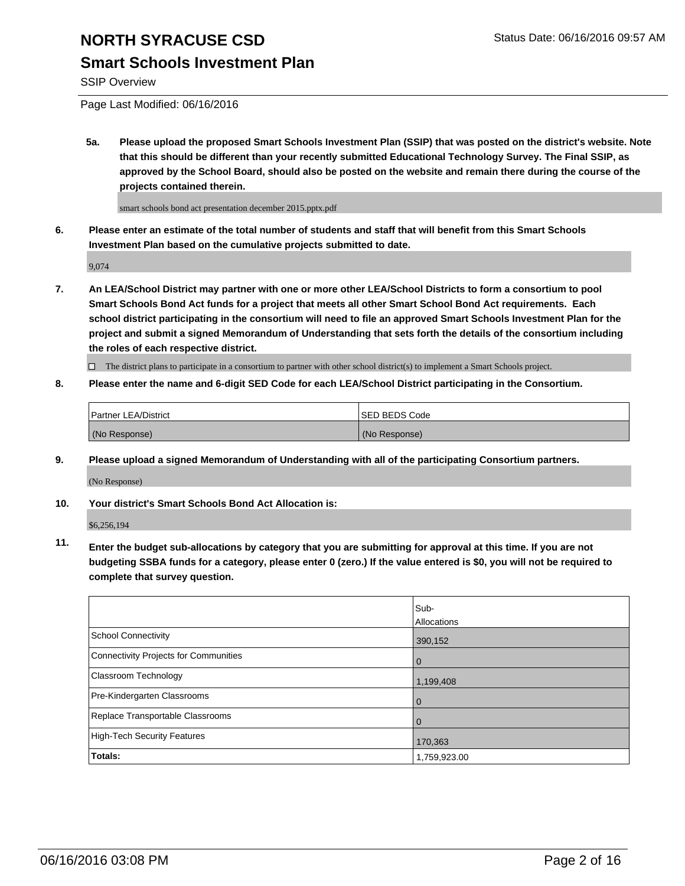# NORTH SYRACUSE CSD

## Smart Schools Investment Plan

SSIP Overview

Page Last Modified: 06/16/2016

**5a. Please upload the proposed Smart Schools Investment Plan (SSIP) that was posted on the district's website. Note that this should be different than your recently submitted Educational Technology Survey. The Final SSIP, as approved by the School Board, should also be posted on the website and remain there during the course of the projects contained therein.**

smart schools bond act presentation december 2015.pptx.pdf

**6. Please enter an estimate of the total number of students and staff that will benefit from this Smart Schools Investment Plan based on the cumulative projects submitted to date.**

9,074

**7. An LEA/School District may partner with one or more other LEA/School Districts to form a consortium to pool Smart Schools Bond Act funds for a project that meets all other Smart School Bond Act requirements. Each school district participating in the consortium will need to file an approved Smart Schools Investment Plan for the project and submit a signed Memorandum of Understanding that sets forth the details of the consortium including the roles of each respective district.**

☐ The district plans to participate in a consortium to partner with other school district(s) to implement a Smart Schools project.

**8. Please enter the name and 6-digit SED Code for each LEA/School District participating in the Consortium.**

| Partner LEA/District | SED BEDS Code |
|---|---|
| (No Response) | (No Response) |

**9. Please upload a signed Memorandum of Understanding with all of the participating Consortium partners.**

(No Response)

**10. Your district's Smart Schools Bond Act Allocation is:**

$6,256,194

**11. Enter the budget sub-allocations by category that you are submitting for approval at this time. If you are not budgeting SSBA funds for a category, please enter 0 (zero.) If the value entered is $0, you will not be required to complete that survey question.**

| | Sub-Allocations |
|---|---|
| School Connectivity | 390,152 |
| Connectivity Projects for Communities | 0 |
| Classroom Technology | 1,199,408 |
| Pre-Kindergarten Classrooms | 0 |
| Replace Transportable Classrooms | 0 |
| High-Tech Security Features | 170,363 |
| **Totals:** | 1,759,923.00 |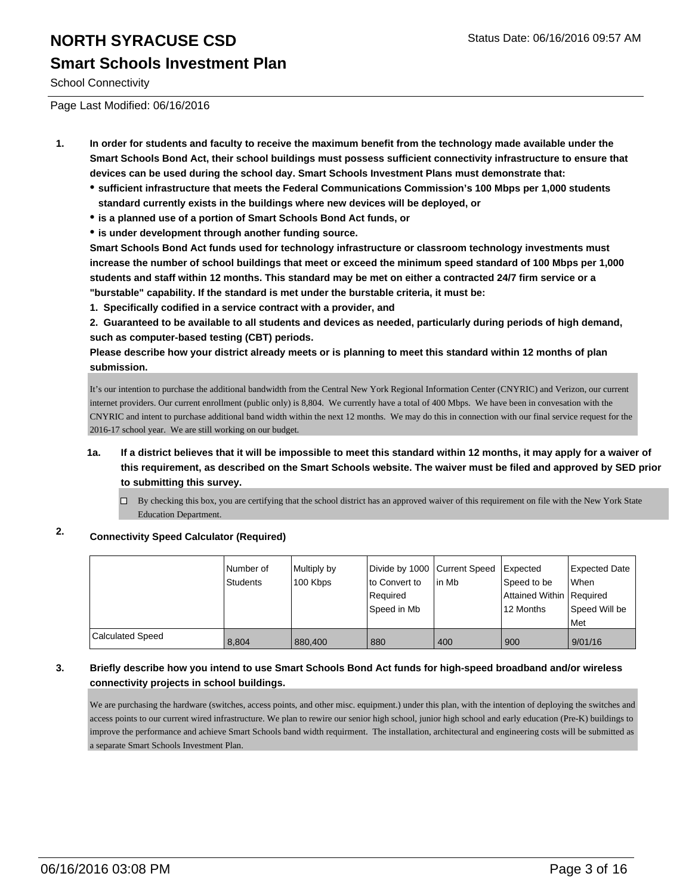# NORTH SYRACUSE CSD

## Smart Schools Investment Plan

School Connectivity

Page Last Modified: 06/16/2016

1. **In order for students and faculty to receive the maximum benefit from the technology made available under the Smart Schools Bond Act, their school buildings must possess sufficient connectivity infrastructure to ensure that devices can be used during the school day. Smart Schools Investment Plans must demonstrate that:**
   - **sufficient infrastructure that meets the Federal Communications Commission's 100 Mbps per 1,000 students standard currently exists in the buildings where new devices will be deployed, or**
   - **is a planned use of a portion of Smart Schools Bond Act funds, or**
   - **is under development through another funding source.**

   **Smart Schools Bond Act funds used for technology infrastructure or classroom technology investments must increase the number of school buildings that meet or exceed the minimum speed standard of 100 Mbps per 1,000 students and staff within 12 months. This standard may be met on either a contracted 24/7 firm service or a "burstable" capability. If the standard is met under the burstable criteria, it must be:**

   **1. Specifically codified in a service contract with a provider, and**

   **2. Guaranteed to be available to all students and devices as needed, particularly during periods of high demand, such as computer-based testing (CBT) periods.**

   **Please describe how your district already meets or is planning to meet this standard within 12 months of plan submission.**

   It's our intention to purchase the additional bandwidth from the Central New York Regional Information Center (CNYRIC) and Verizon, our current internet providers. Our current enrollment (public only) is 8,804. We currently have a total of 400 Mbps. We have been in convesation with the CNYRIC and intent to purchase additional band width within the next 12 months. We may do this in connection with our final service request for the 2016-17 school year. We are still working on our budget.

   1a. **If a district believes that it will be impossible to meet this standard within 12 months, it may apply for a waiver of this requirement, as described on the Smart Schools website. The waiver must be filed and approved by SED prior to submitting this survey.**

   ☐ By checking this box, you are certifying that the school district has an approved waiver of this requirement on file with the New York State Education Department.

2. **Connectivity Speed Calculator (Required)**

| | Number of Students | Multiply by 100 Kbps | Divide by 1000 to Convert to Required Speed in Mb | Current Speed in Mb | Expected Speed to be Attained Within 12 Months | Expected Date When Required Speed Will be Met |
|---|---|---|---|---|---|---|
| Calculated Speed | 8,804 | 880,400 | 880 | 400 | 900 | 9/01/16 |

3. **Briefly describe how you intend to use Smart Schools Bond Act funds for high-speed broadband and/or wireless connectivity projects in school buildings.**

   We are purchasing the hardware (switches, access points, and other misc. equipment.) under this plan, with the intention of deploying the switches and access points to our current wired infrastructure. We plan to rewire our senior high school, junior high school and early education (Pre-K) buildings to improve the performance and achieve Smart Schools band width requirment. The installation, architectural and engineering costs will be submitted as a separate Smart Schools Investment Plan.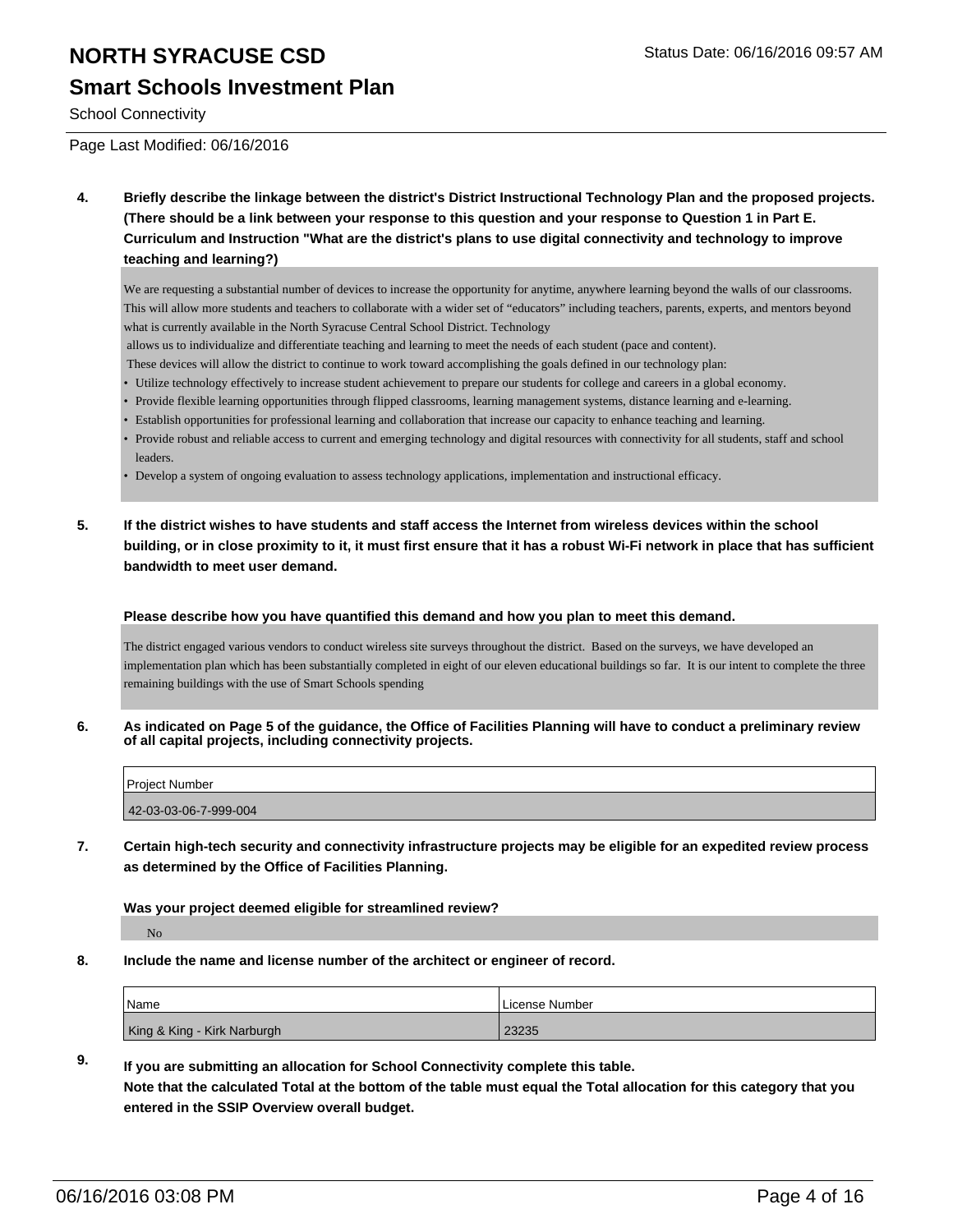# NORTH SYRACUSE CSD

## Smart Schools Investment Plan

School Connectivity

Page Last Modified: 06/16/2016

**4. Briefly describe the linkage between the district's District Instructional Technology Plan and the proposed projects. (There should be a link between your response to this question and your response to Question 1 in Part E. Curriculum and Instruction "What are the district's plans to use digital connectivity and technology to improve teaching and learning?)**

We are requesting a substantial number of devices to increase the opportunity for anytime, anywhere learning beyond the walls of our classrooms. This will allow more students and teachers to collaborate with a wider set of "educators" including teachers, parents, experts, and mentors beyond what is currently available in the North Syracuse Central School District. Technology
allows us to individualize and differentiate teaching and learning to meet the needs of each student (pace and content).
These devices will allow the district to continue to work toward accomplishing the goals defined in our technology plan:

- Utilize technology effectively to increase student achievement to prepare our students for college and careers in a global economy.
- Provide flexible learning opportunities through flipped classrooms, learning management systems, distance learning and e-learning.
- Establish opportunities for professional learning and collaboration that increase our capacity to enhance teaching and learning.
- Provide robust and reliable access to current and emerging technology and digital resources with connectivity for all students, staff and school leaders.
- Develop a system of ongoing evaluation to assess technology applications, implementation and instructional efficacy.

**5. If the district wishes to have students and staff access the Internet from wireless devices within the school building, or in close proximity to it, it must first ensure that it has a robust Wi-Fi network in place that has sufficient bandwidth to meet user demand.**

**Please describe how you have quantified this demand and how you plan to meet this demand.**

The district engaged various vendors to conduct wireless site surveys throughout the district. Based on the surveys, we have developed an implementation plan which has been substantially completed in eight of our eleven educational buildings so far. It is our intent to complete the three remaining buildings with the use of Smart Schools spending

**6. As indicated on Page 5 of the guidance, the Office of Facilities Planning will have to conduct a preliminary review of all capital projects, including connectivity projects.**

| Project Number |
|---|
| 42-03-03-06-7-999-004 |

**7. Certain high-tech security and connectivity infrastructure projects may be eligible for an expedited review process as determined by the Office of Facilities Planning.**

**Was your project deemed eligible for streamlined review?**

No

**8. Include the name and license number of the architect or engineer of record.**

| Name | License Number |
|---|---|
| King & King - Kirk Narburgh | 23235 |

**9. If you are submitting an allocation for School Connectivity complete this table.**
**Note that the calculated Total at the bottom of the table must equal the Total allocation for this category that you entered in the SSIP Overview overall budget.**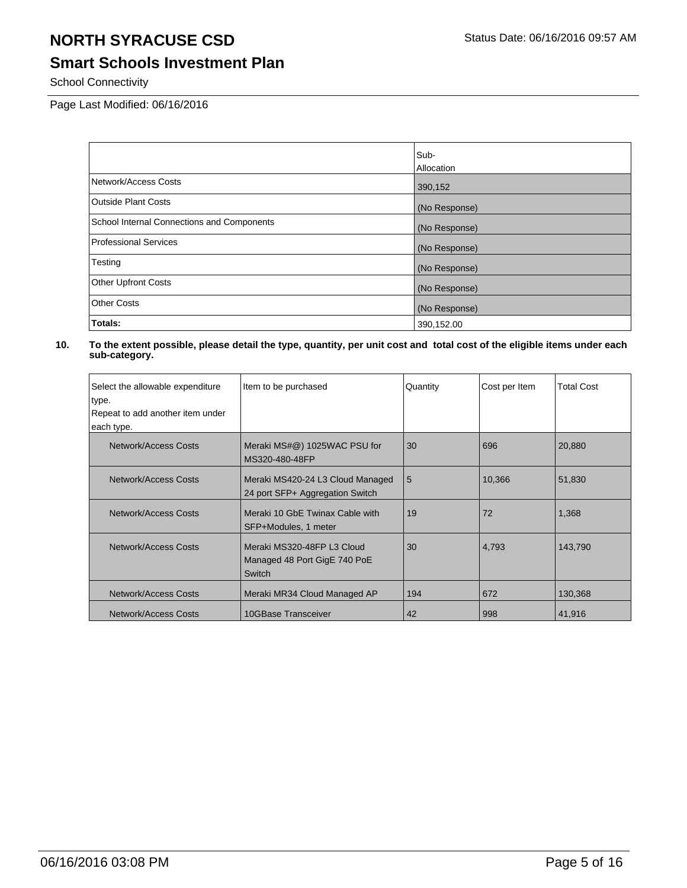# NORTH SYRACUSE CSD

## Smart Schools Investment Plan

School Connectivity

Page Last Modified: 06/16/2016

| | Sub-Allocation |
|---|---|
| Network/Access Costs | 390,152 |
| Outside Plant Costs | (No Response) |
| School Internal Connections and Components | (No Response) |
| Professional Services | (No Response) |
| Testing | (No Response) |
| Other Upfront Costs | (No Response) |
| Other Costs | (No Response) |
| **Totals:** | 390,152.00 |

**10. To the extent possible, please detail the type, quantity, per unit cost and total cost of the eligible items under each sub-category.**

| Select the allowable expenditure type. Repeat to add another item under each type. | Item to be purchased | Quantity | Cost per Item | Total Cost |
|---|---|---|---|---|
| Network/Access Costs | Meraki MS#@) 1025WAC PSU for MS320-480-48FP | 30 | 696 | 20,880 |
| Network/Access Costs | Meraki MS420-24 L3 Cloud Managed 24 port SFP+ Aggregation Switch | 5 | 10,366 | 51,830 |
| Network/Access Costs | Meraki 10 GbE Twinax Cable with SFP+Modules, 1 meter | 19 | 72 | 1,368 |
| Network/Access Costs | Meraki MS320-48FP L3 Cloud Managed 48 Port GigE 740 PoE Switch | 30 | 4,793 | 143,790 |
| Network/Access Costs | Meraki MR34 Cloud Managed AP | 194 | 672 | 130,368 |
| Network/Access Costs | 10GBase Transceiver | 42 | 998 | 41,916 |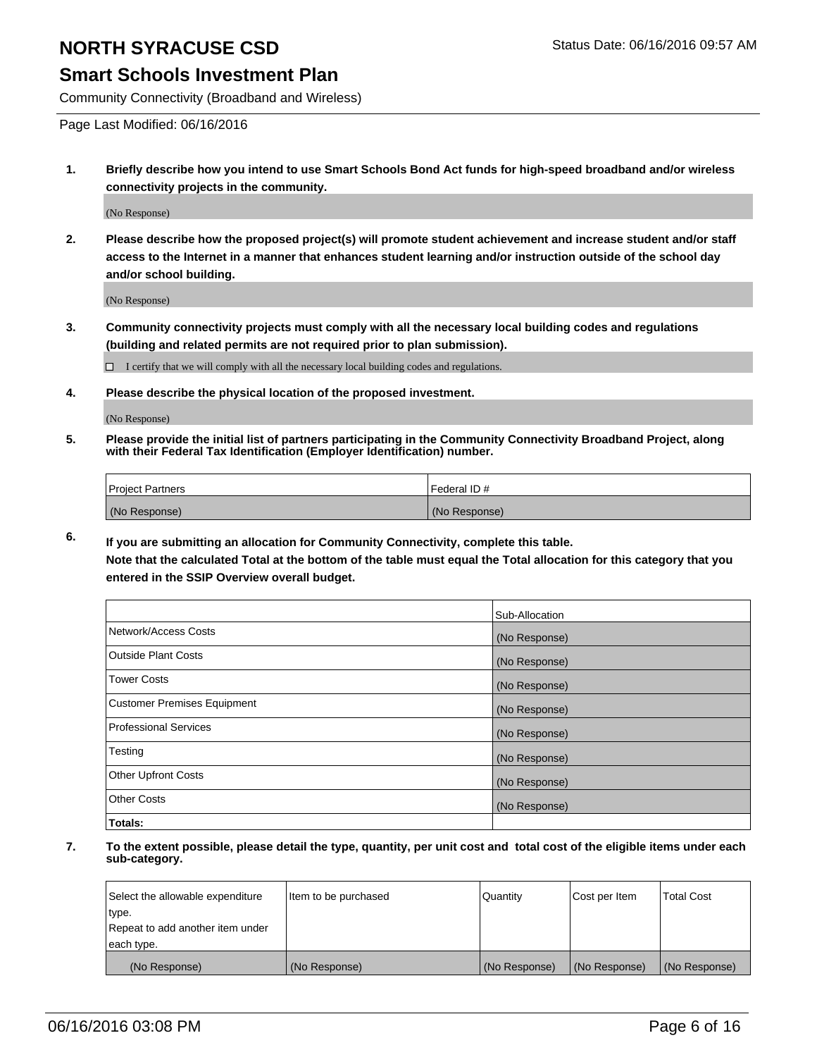# NORTH SYRACUSE CSD

## Smart Schools Investment Plan

Community Connectivity (Broadband and Wireless)

Page Last Modified: 06/16/2016

**1. Briefly describe how you intend to use Smart Schools Bond Act funds for high-speed broadband and/or wireless connectivity projects in the community.**

(No Response)

**2. Please describe how the proposed project(s) will promote student achievement and increase student and/or staff access to the Internet in a manner that enhances student learning and/or instruction outside of the school day and/or school building.**

(No Response)

**3. Community connectivity projects must comply with all the necessary local building codes and regulations (building and related permits are not required prior to plan submission).**

☐ I certify that we will comply with all the necessary local building codes and regulations.

**4. Please describe the physical location of the proposed investment.**

(No Response)

**5. Please provide the initial list of partners participating in the Community Connectivity Broadband Project, along with their Federal Tax Identification (Employer Identification) number.**

| Project Partners | Federal ID # |
|---|---|
| (No Response) | (No Response) |

**6. If you are submitting an allocation for Community Connectivity, complete this table. Note that the calculated Total at the bottom of the table must equal the Total allocation for this category that you entered in the SSIP Overview overall budget.**

| | Sub-Allocation |
|---|---|
| Network/Access Costs | (No Response) |
| Outside Plant Costs | (No Response) |
| Tower Costs | (No Response) |
| Customer Premises Equipment | (No Response) |
| Professional Services | (No Response) |
| Testing | (No Response) |
| Other Upfront Costs | (No Response) |
| Other Costs | (No Response) |
| **Totals:** | |

**7. To the extent possible, please detail the type, quantity, per unit cost and total cost of the eligible items under each sub-category.**

| Select the allowable expenditure type. Repeat to add another item under each type. | Item to be purchased | Quantity | Cost per Item | Total Cost |
|---|---|---|---|---|
| (No Response) | (No Response) | (No Response) | (No Response) | (No Response) |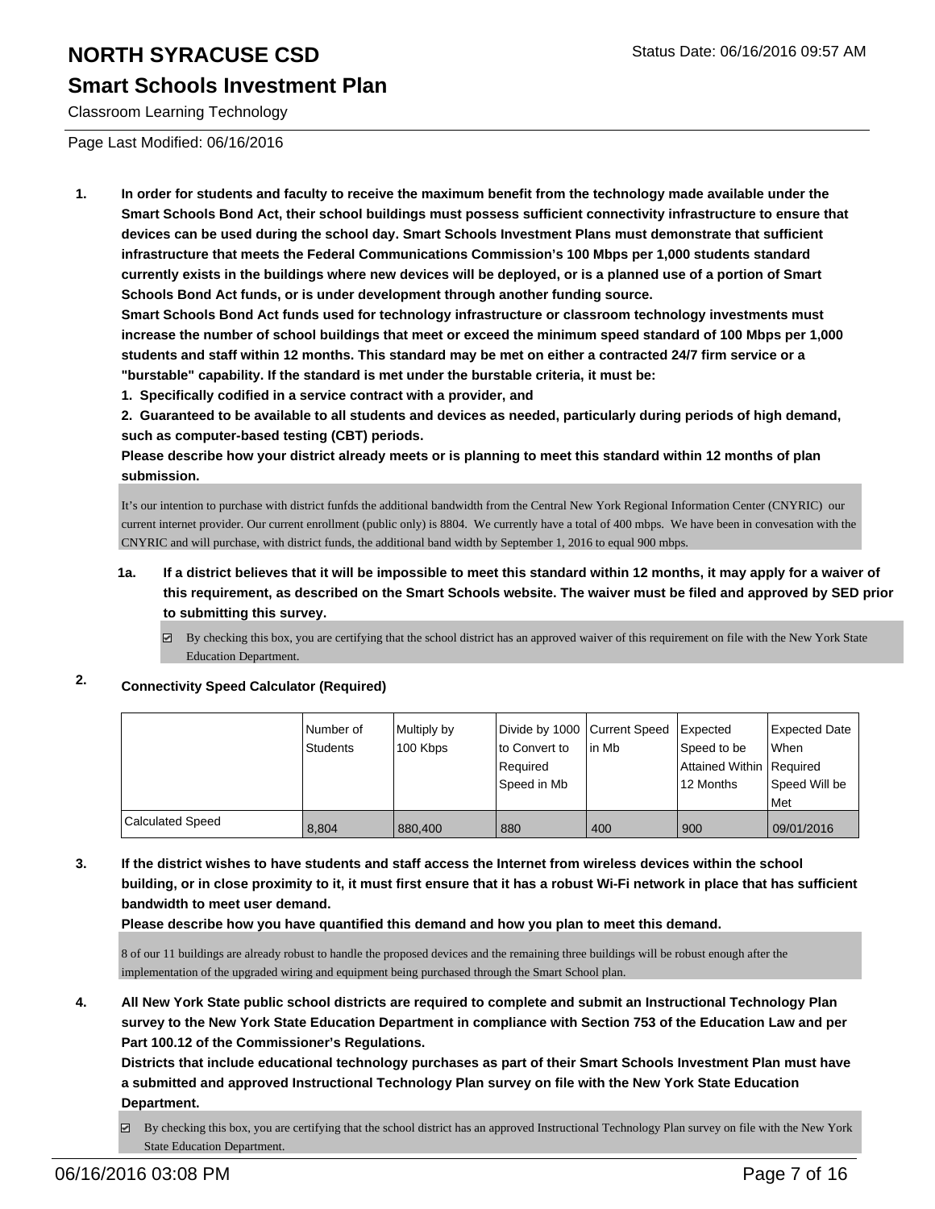# NORTH SYRACUSE CSD

Status Date: 06/16/2016 09:57 AM

## Smart Schools Investment Plan

Classroom Learning Technology

Page Last Modified: 06/16/2016

**1. In order for students and faculty to receive the maximum benefit from the technology made available under the Smart Schools Bond Act, their school buildings must possess sufficient connectivity infrastructure to ensure that devices can be used during the school day. Smart Schools Investment Plans must demonstrate that sufficient infrastructure that meets the Federal Communications Commission's 100 Mbps per 1,000 students standard currently exists in the buildings where new devices will be deployed, or is a planned use of a portion of Smart Schools Bond Act funds, or is under development through another funding source.**

**Smart Schools Bond Act funds used for technology infrastructure or classroom technology investments must increase the number of school buildings that meet or exceed the minimum speed standard of 100 Mbps per 1,000 students and staff within 12 months. This standard may be met on either a contracted 24/7 firm service or a "burstable" capability. If the standard is met under the burstable criteria, it must be:**

**1. Specifically codified in a service contract with a provider, and**

**2. Guaranteed to be available to all students and devices as needed, particularly during periods of high demand, such as computer-based testing (CBT) periods.**

**Please describe how your district already meets or is planning to meet this standard within 12 months of plan submission.**

It's our intention to purchase with district funfds the additional bandwidth from the Central New York Regional Information Center (CNYRIC) our current internet provider. Our current enrollment (public only) is 8804. We currently have a total of 400 mbps. We have been in convesation with the CNYRIC and will purchase, with district funds, the additional band width by September 1, 2016 to equal 900 mbps.

**1a. If a district believes that it will be impossible to meet this standard within 12 months, it may apply for a waiver of this requirement, as described on the Smart Schools website. The waiver must be filed and approved by SED prior to submitting this survey.**

☑ By checking this box, you are certifying that the school district has an approved waiver of this requirement on file with the New York State Education Department.

**2. Connectivity Speed Calculator (Required)**

| | Number of Students | Multiply by 100 Kbps | Divide by 1000 to Convert to Required Speed in Mb | Current Speed in Mb | Expected Speed to be Attained Within 12 Months | Expected Date When Required Speed Will be Met |
|---|---|---|---|---|---|---|
| Calculated Speed | 8,804 | 880,400 | 880 | 400 | 900 | 09/01/2016 |

**3. If the district wishes to have students and staff access the Internet from wireless devices within the school building, or in close proximity to it, it must first ensure that it has a robust Wi-Fi network in place that has sufficient bandwidth to meet user demand.**

**Please describe how you have quantified this demand and how you plan to meet this demand.**

8 of our 11 buildings are already robust to handle the proposed devices and the remaining three buildings will be robust enough after the implementation of the upgraded wiring and equipment being purchased through the Smart School plan.

**4. All New York State public school districts are required to complete and submit an Instructional Technology Plan survey to the New York State Education Department in compliance with Section 753 of the Education Law and per Part 100.12 of the Commissioner's Regulations.**

**Districts that include educational technology purchases as part of their Smart Schools Investment Plan must have a submitted and approved Instructional Technology Plan survey on file with the New York State Education Department.**

☑ By checking this box, you are certifying that the school district has an approved Instructional Technology Plan survey on file with the New York State Education Department.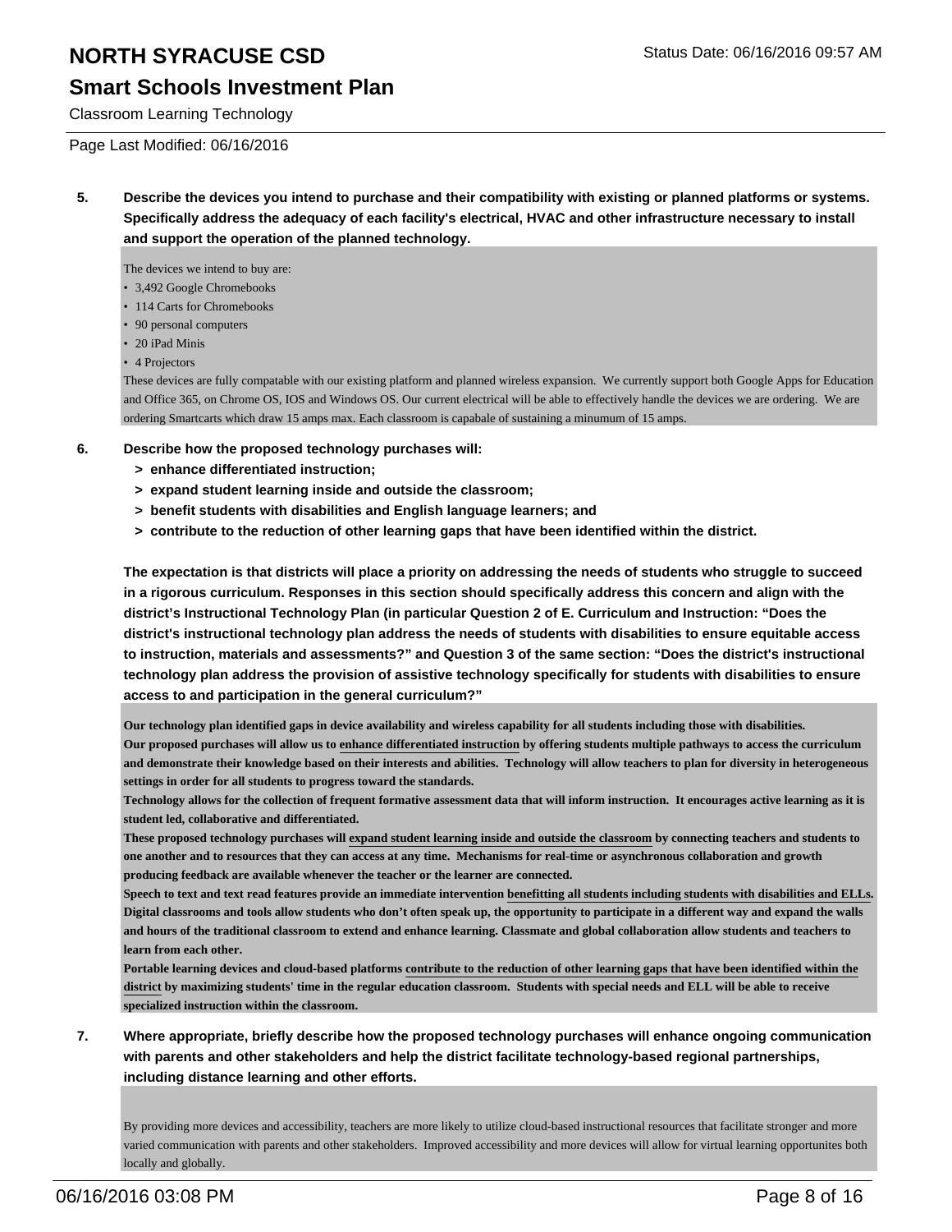Page Last Modified: 06/16/2016

**5. Describe the devices you intend to purchase and their compatibility with existing or planned platforms or systems. Specifically address the adequacy of each facility's electrical, HVAC and other infrastructure necessary to install and support the operation of the planned technology.**

The devices we intend to buy are:

- 3,492 Google Chromebooks
- 114 Carts for Chromebooks
- 90 personal computers
- 20 iPad Minis
- 4 Projectors

These devices are fully compatable with our existing platform and planned wireless expansion. We currently support both Google Apps for Education and Office 365, on Chrome OS, IOS and Windows OS. Our current electrical will be able to effectively handle the devices we are ordering. We are ordering Smartcarts which draw 15 amps max. Each classroom is capabale of sustaining a minumum of 15 amps.

**6. Describe how the proposed technology purchases will:**
- **> enhance differentiated instruction;**
- **> expand student learning inside and outside the classroom;**
- **> benefit students with disabilities and English language learners; and**
- **> contribute to the reduction of other learning gaps that have been identified within the district.**

**The expectation is that districts will place a priority on addressing the needs of students who struggle to succeed in a rigorous curriculum. Responses in this section should specifically address this concern and align with the district's Instructional Technology Plan (in particular Question 2 of E. Curriculum and Instruction: "Does the district's instructional technology plan address the needs of students with disabilities to ensure equitable access to instruction, materials and assessments?" and Question 3 of the same section: "Does the district's instructional technology plan address the provision of assistive technology specifically for students with disabilities to ensure access to and participation in the general curriculum?"**

**Our technology plan identified gaps in device availability and wireless capability for all students including those with disabilities.**
**Our proposed purchases will allow us to enhance differentiated instruction by offering students multiple pathways to access the curriculum and demonstrate their knowledge based on their interests and abilities. Technology will allow teachers to plan for diversity in heterogeneous settings in order for all students to progress toward the standards.**
**Technology allows for the collection of frequent formative assessment data that will inform instruction. It encourages active learning as it is student led, collaborative and differentiated.**
**These proposed technology purchases will expand student learning inside and outside the classroom by connecting teachers and students to one another and to resources that they can access at any time. Mechanisms for real-time or asynchronous collaboration and growth producing feedback are available whenever the teacher or the learner are connected.**
**Speech to text and text read features provide an immediate intervention benefitting all students including students with disabilities and ELLs. Digital classrooms and tools allow students who don't often speak up, the opportunity to participate in a different way and expand the walls and hours of the traditional classroom to extend and enhance learning. Classmate and global collaboration allow students and teachers to learn from each other.**
**Portable learning devices and cloud-based platforms contribute to the reduction of other learning gaps that have been identified within the district by maximizing students' time in the regular education classroom. Students with special needs and ELL will be able to receive specialized instruction within the classroom.**

**7. Where appropriate, briefly describe how the proposed technology purchases will enhance ongoing communication with parents and other stakeholders and help the district facilitate technology-based regional partnerships, including distance learning and other efforts.**

By providing more devices and accessibility, teachers are more likely to utilize cloud-based instructional resources that facilitate stronger and more varied communication with parents and other stakeholders. Improved accessibility and more devices will allow for virtual learning opportunites both locally and globally.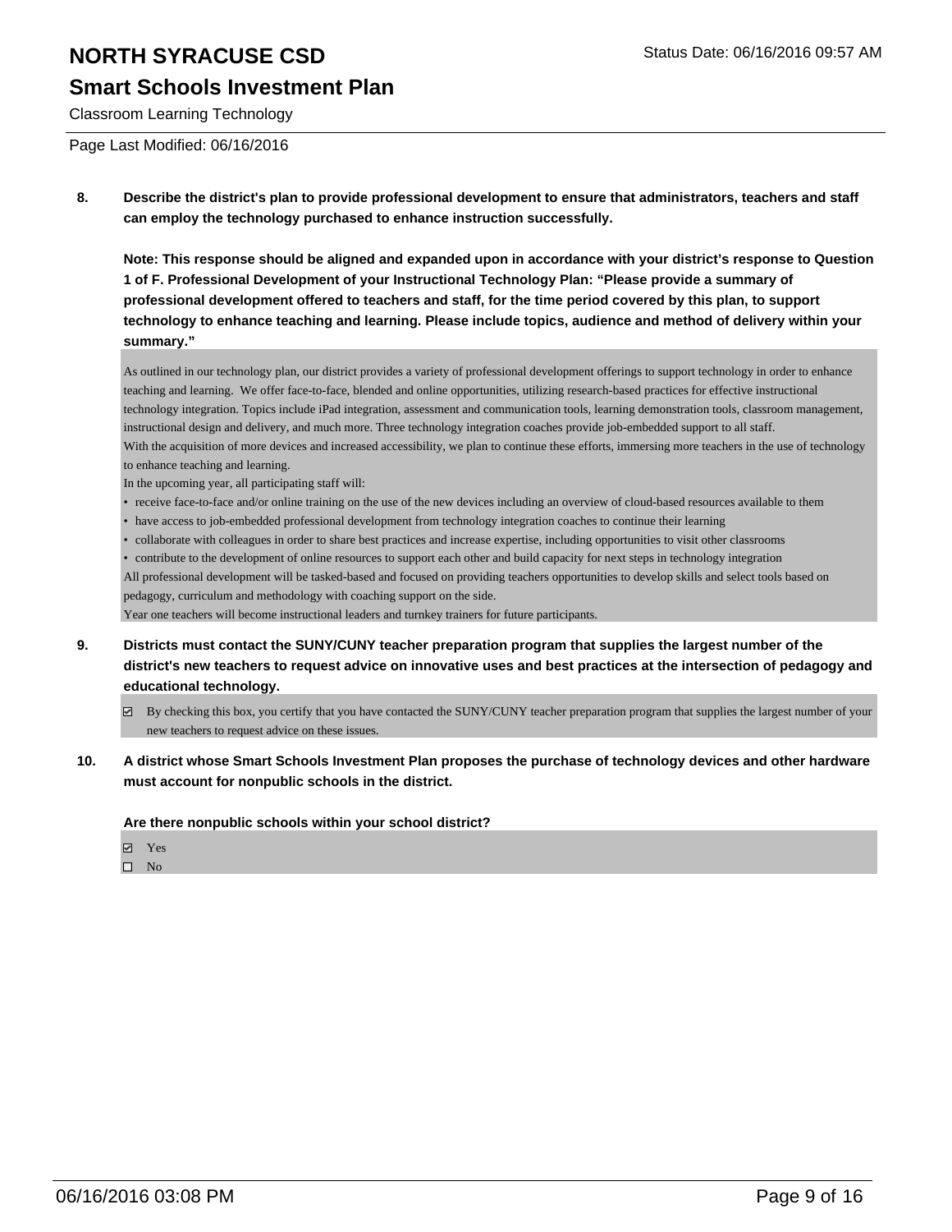# NORTH SYRACUSE CSD

## Smart Schools Investment Plan

Classroom Learning Technology

Page Last Modified: 06/16/2016

**8. Describe the district's plan to provide professional development to ensure that administrators, teachers and staff can employ the technology purchased to enhance instruction successfully.**

**Note: This response should be aligned and expanded upon in accordance with your district's response to Question 1 of F. Professional Development of your Instructional Technology Plan: "Please provide a summary of professional development offered to teachers and staff, for the time period covered by this plan, to support technology to enhance teaching and learning. Please include topics, audience and method of delivery within your summary."**

As outlined in our technology plan, our district provides a variety of professional development offerings to support technology in order to enhance teaching and learning. We offer face-to-face, blended and online opportunities, utilizing research-based practices for effective instructional technology integration. Topics include iPad integration, assessment and communication tools, learning demonstration tools, classroom management, instructional design and delivery, and much more. Three technology integration coaches provide job-embedded support to all staff.
With the acquisition of more devices and increased accessibility, we plan to continue these efforts, immersing more teachers in the use of technology to enhance teaching and learning.
In the upcoming year, all participating staff will:

- receive face-to-face and/or online training on the use of the new devices including an overview of cloud-based resources available to them
- have access to job-embedded professional development from technology integration coaches to continue their learning
- collaborate with colleagues in order to share best practices and increase expertise, including opportunities to visit other classrooms
- contribute to the development of online resources to support each other and build capacity for next steps in technology integration

All professional development will be tasked-based and focused on providing teachers opportunities to develop skills and select tools based on pedagogy, curriculum and methodology with coaching support on the side.
Year one teachers will become instructional leaders and turnkey trainers for future participants.

**9. Districts must contact the SUNY/CUNY teacher preparation program that supplies the largest number of the district's new teachers to request advice on innovative uses and best practices at the intersection of pedagogy and educational technology.**

☑ By checking this box, you certify that you have contacted the SUNY/CUNY teacher preparation program that supplies the largest number of your new teachers to request advice on these issues.

**10. A district whose Smart Schools Investment Plan proposes the purchase of technology devices and other hardware must account for nonpublic schools in the district.**

**Are there nonpublic schools within your school district?**

☑ Yes
☐ No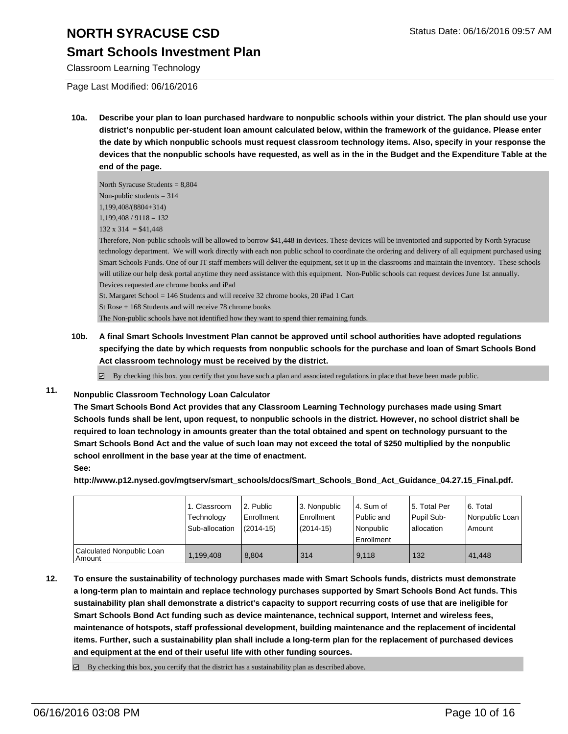# NORTH SYRACUSE CSD

## Smart Schools Investment Plan

Classroom Learning Technology

Page Last Modified: 06/16/2016

**10a. Describe your plan to loan purchased hardware to nonpublic schools within your district. The plan should use your district's nonpublic per-student loan amount calculated below, within the framework of the guidance. Please enter the date by which nonpublic schools must request classroom technology items. Also, specify in your response the devices that the nonpublic schools have requested, as well as in the in the Budget and the Expenditure Table at the end of the page.**

North Syracuse Students = 8,804
Non-public students = 314
1,199,408/(8804+314)
1,199,408 / 9118 = 132
132 x 314 = $41,448
Therefore, Non-public schools will be allowed to borrow $41,448 in devices. These devices will be inventoried and supported by North Syracuse technology department. We will work directly with each non public school to coordinate the ordering and delivery of all equipment purchased using Smart Schools Funds. One of our IT staff members will deliver the equipment, set it up in the classrooms and maintain the inventory. These schools will utilize our help desk portal anytime they need assistance with this equipment. Non-Public schools can request devices June 1st annually.
Devices requested are chrome books and iPad
St. Margaret School = 146 Students and will receive 32 chrome books, 20 iPad 1 Cart
St Rose + 168 Students and will receive 78 chrome books
The Non-public schools have not identified how they want to spend thier remaining funds.

**10b. A final Smart Schools Investment Plan cannot be approved until school authorities have adopted regulations specifying the date by which requests from nonpublic schools for the purchase and loan of Smart Schools Bond Act classroom technology must be received by the district.**

☑ By checking this box, you certify that you have such a plan and associated regulations in place that have been made public.

**11. Nonpublic Classroom Technology Loan Calculator**

**The Smart Schools Bond Act provides that any Classroom Learning Technology purchases made using Smart Schools funds shall be lent, upon request, to nonpublic schools in the district. However, no school district shall be required to loan technology in amounts greater than the total obtained and spent on technology pursuant to the Smart Schools Bond Act and the value of such loan may not exceed the total of $250 multiplied by the nonpublic school enrollment in the base year at the time of enactment.**

**See:**

**http://www.p12.nysed.gov/mgtserv/smart_schools/docs/Smart_Schools_Bond_Act_Guidance_04.27.15_Final.pdf.**

| | 1. Classroom Technology Sub-allocation | 2. Public Enrollment (2014-15) | 3. Nonpublic Enrollment (2014-15) | 4. Sum of Public and Nonpublic Enrollment | 5. Total Per Pupil Sub-allocation | 6. Total Nonpublic Loan Amount |
|---|---|---|---|---|---|---|
| Calculated Nonpublic Loan Amount | 1,199,408 | 8,804 | 314 | 9,118 | 132 | 41,448 |

**12. To ensure the sustainability of technology purchases made with Smart Schools funds, districts must demonstrate a long-term plan to maintain and replace technology purchases supported by Smart Schools Bond Act funds. This sustainability plan shall demonstrate a district's capacity to support recurring costs of use that are ineligible for Smart Schools Bond Act funding such as device maintenance, technical support, Internet and wireless fees, maintenance of hotspots, staff professional development, building maintenance and the replacement of incidental items. Further, such a sustainability plan shall include a long-term plan for the replacement of purchased devices and equipment at the end of their useful life with other funding sources.**

☑ By checking this box, you certify that the district has a sustainability plan as described above.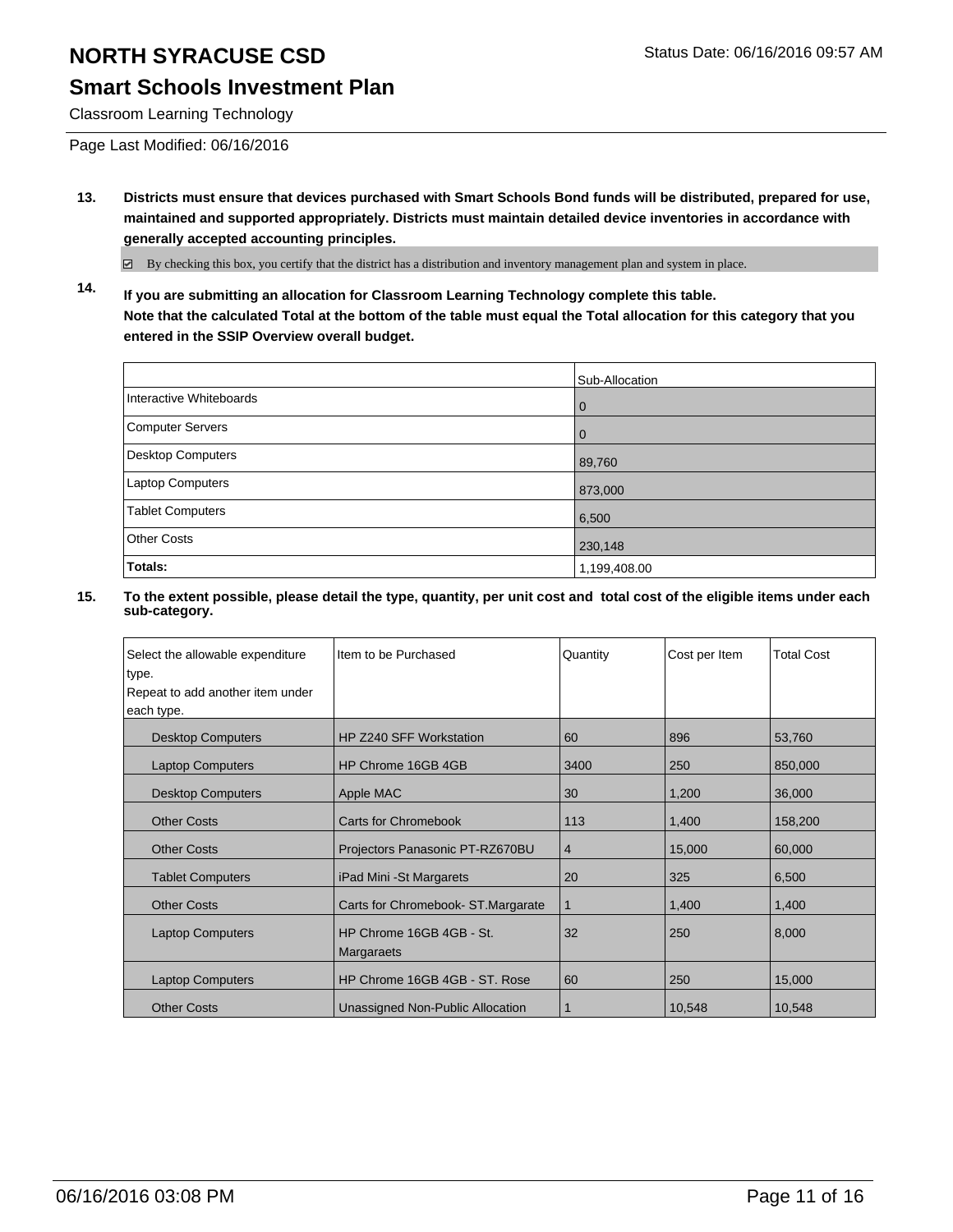# NORTH SYRACUSE CSD

## Smart Schools Investment Plan

Classroom Learning Technology

Page Last Modified: 06/16/2016

**13. Districts must ensure that devices purchased with Smart Schools Bond funds will be distributed, prepared for use, maintained and supported appropriately. Districts must maintain detailed device inventories in accordance with generally accepted accounting principles.**

☑ By checking this box, you certify that the district has a distribution and inventory management plan and system in place.

**14. If you are submitting an allocation for Classroom Learning Technology complete this table. Note that the calculated Total at the bottom of the table must equal the Total allocation for this category that you entered in the SSIP Overview overall budget.**

| | Sub-Allocation |
|---|---|
| Interactive Whiteboards | 0 |
| Computer Servers | 0 |
| Desktop Computers | 89,760 |
| Laptop Computers | 873,000 |
| Tablet Computers | 6,500 |
| Other Costs | 230,148 |
| **Totals:** | 1,199,408.00 |

**15. To the extent possible, please detail the type, quantity, per unit cost and total cost of the eligible items under each sub-category.**

| Select the allowable expenditure type. Repeat to add another item under each type. | Item to be Purchased | Quantity | Cost per Item | Total Cost |
|---|---|---|---|---|
| Desktop Computers | HP Z240 SFF Workstation | 60 | 896 | 53,760 |
| Laptop Computers | HP Chrome 16GB 4GB | 3400 | 250 | 850,000 |
| Desktop Computers | Apple MAC | 30 | 1,200 | 36,000 |
| Other Costs | Carts for Chromebook | 113 | 1,400 | 158,200 |
| Other Costs | Projectors Panasonic PT-RZ670BU | 4 | 15,000 | 60,000 |
| Tablet Computers | iPad Mini -St Margarets | 20 | 325 | 6,500 |
| Other Costs | Carts for Chromebook- ST.Margarate | 1 | 1,400 | 1,400 |
| Laptop Computers | HP Chrome 16GB 4GB - St. Margaraets | 32 | 250 | 8,000 |
| Laptop Computers | HP Chrome 16GB 4GB - ST. Rose | 60 | 250 | 15,000 |
| Other Costs | Unassigned Non-Public Allocation | 1 | 10,548 | 10,548 |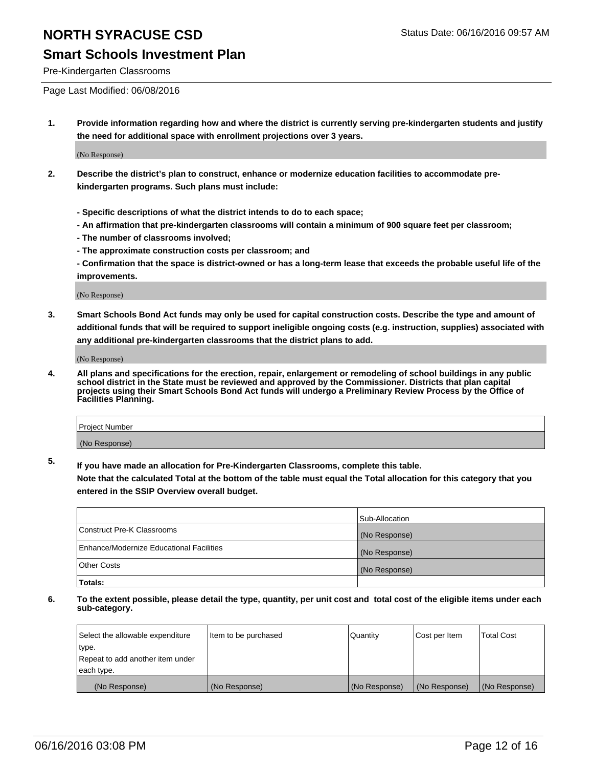# NORTH SYRACUSE CSD

Status Date: 06/16/2016 09:57 AM

## Smart Schools Investment Plan

Pre-Kindergarten Classrooms

Page Last Modified: 06/08/2016

1. **Provide information regarding how and where the district is currently serving pre-kindergarten students and justify the need for additional space with enrollment projections over 3 years.**

   (No Response)

2. **Describe the district's plan to construct, enhance or modernize education facilities to accommodate pre-kindergarten programs. Such plans must include:**

   **- Specific descriptions of what the district intends to do to each space;**
   **- An affirmation that pre-kindergarten classrooms will contain a minimum of 900 square feet per classroom;**
   **- The number of classrooms involved;**
   **- The approximate construction costs per classroom; and**
   **- Confirmation that the space is district-owned or has a long-term lease that exceeds the probable useful life of the improvements.**

   (No Response)

3. **Smart Schools Bond Act funds may only be used for capital construction costs. Describe the type and amount of additional funds that will be required to support ineligible ongoing costs (e.g. instruction, supplies) associated with any additional pre-kindergarten classrooms that the district plans to add.**

   (No Response)

4. **All plans and specifications for the erection, repair, enlargement or remodeling of school buildings in any public school district in the State must be reviewed and approved by the Commissioner. Districts that plan capital projects using their Smart Schools Bond Act funds will undergo a Preliminary Review Process by the Office of Facilities Planning.**

| Project Number |
|---|
| (No Response) |

5. **If you have made an allocation for Pre-Kindergarten Classrooms, complete this table.**
   **Note that the calculated Total at the bottom of the table must equal the Total allocation for this category that you entered in the SSIP Overview overall budget.**

| | Sub-Allocation |
|---|---|
| Construct Pre-K Classrooms | (No Response) |
| Enhance/Modernize Educational Facilities | (No Response) |
| Other Costs | (No Response) |
| **Totals:** | |

6. **To the extent possible, please detail the type, quantity, per unit cost and total cost of the eligible items under each sub-category.**

| Select the allowable expenditure type. Repeat to add another item under each type. | Item to be purchased | Quantity | Cost per Item | Total Cost |
|---|---|---|---|---|
| (No Response) | (No Response) | (No Response) | (No Response) | (No Response) |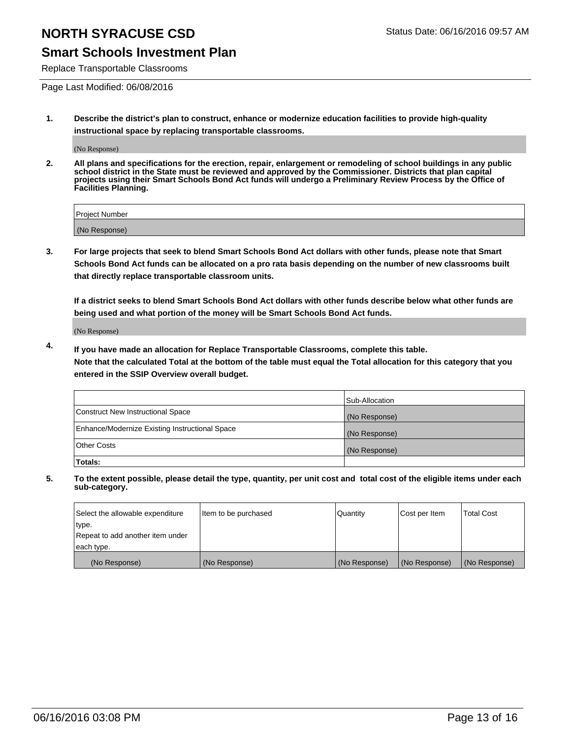# NORTH SYRACUSE CSD

Status Date: 06/16/2016 09:57 AM

## Smart Schools Investment Plan

Replace Transportable Classrooms

Page Last Modified: 06/08/2016

**1. Describe the district's plan to construct, enhance or modernize education facilities to provide high-quality instructional space by replacing transportable classrooms.**

(No Response)

**2. All plans and specifications for the erection, repair, enlargement or remodeling of school buildings in any public school district in the State must be reviewed and approved by the Commissioner. Districts that plan capital projects using their Smart Schools Bond Act funds will undergo a Preliminary Review Process by the Office of Facilities Planning.**

| Project Number |
|---|
| (No Response) |

**3. For large projects that seek to blend Smart Schools Bond Act dollars with other funds, please note that Smart Schools Bond Act funds can be allocated on a pro rata basis depending on the number of new classrooms built that directly replace transportable classroom units.**

**If a district seeks to blend Smart Schools Bond Act dollars with other funds describe below what other funds are being used and what portion of the money will be Smart Schools Bond Act funds.**

(No Response)

**4. If you have made an allocation for Replace Transportable Classrooms, complete this table. Note that the calculated Total at the bottom of the table must equal the Total allocation for this category that you entered in the SSIP Overview overall budget.**

| | Sub-Allocation |
|---|---|
| Construct New Instructional Space | (No Response) |
| Enhance/Modernize Existing Instructional Space | (No Response) |
| Other Costs | (No Response) |
| **Totals:** | |

**5. To the extent possible, please detail the type, quantity, per unit cost and total cost of the eligible items under each sub-category.**

| Select the allowable expenditure type. Repeat to add another item under each type. | Item to be purchased | Quantity | Cost per Item | Total Cost |
|---|---|---|---|---|
| (No Response) | (No Response) | (No Response) | (No Response) | (No Response) |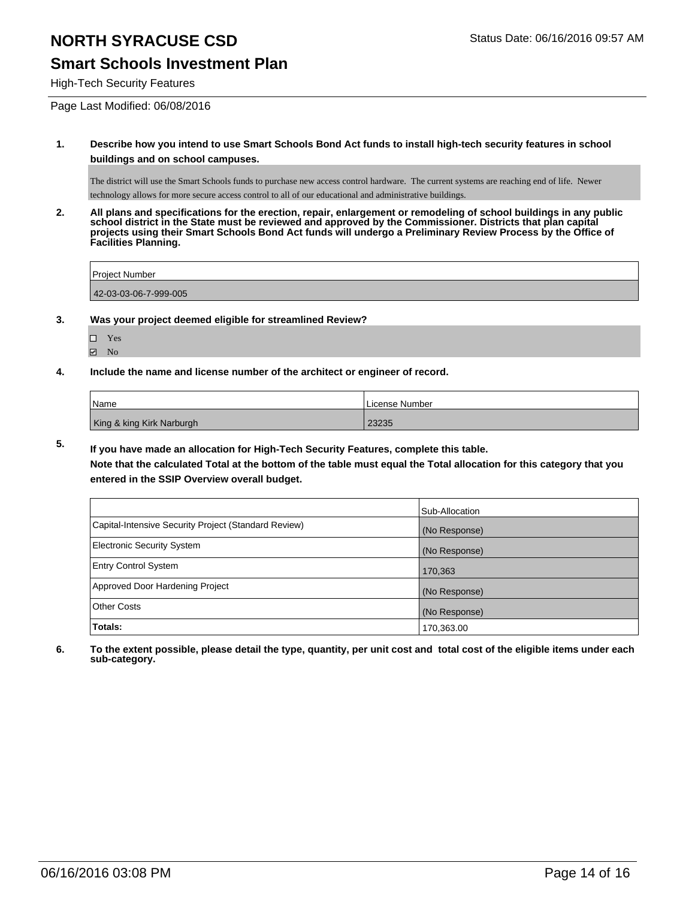# NORTH SYRACUSE CSD

## Smart Schools Investment Plan

High-Tech Security Features

Status Date: 06/16/2016 09:57 AM

Page Last Modified: 06/08/2016

**1. Describe how you intend to use Smart Schools Bond Act funds to install high-tech security features in school buildings and on school campuses.**

The district will use the Smart Schools funds to purchase new access control hardware. The current systems are reaching end of life. Newer technology allows for more secure access control to all of our educational and administrative buildings.

**2. All plans and specifications for the erection, repair, enlargement or remodeling of school buildings in any public school district in the State must be reviewed and approved by the Commissioner. Districts that plan capital projects using their Smart Schools Bond Act funds will undergo a Preliminary Review Process by the Office of Facilities Planning.**

| Project Number |
|---|
| 42-03-03-06-7-999-005 |

**3. Was your project deemed eligible for streamlined Review?**

- ☐ Yes
- ☑ No

**4. Include the name and license number of the architect or engineer of record.**

| Name | License Number |
|---|---|
| King & king Kirk Narburgh | 23235 |

**5. If you have made an allocation for High-Tech Security Features, complete this table.**
**Note that the calculated Total at the bottom of the table must equal the Total allocation for this category that you entered in the SSIP Overview overall budget.**

| | Sub-Allocation |
|---|---|
| Capital-Intensive Security Project (Standard Review) | (No Response) |
| Electronic Security System | (No Response) |
| Entry Control System | 170,363 |
| Approved Door Hardening Project | (No Response) |
| Other Costs | (No Response) |
| **Totals:** | 170,363.00 |

**6. To the extent possible, please detail the type, quantity, per unit cost and total cost of the eligible items under each sub-category.**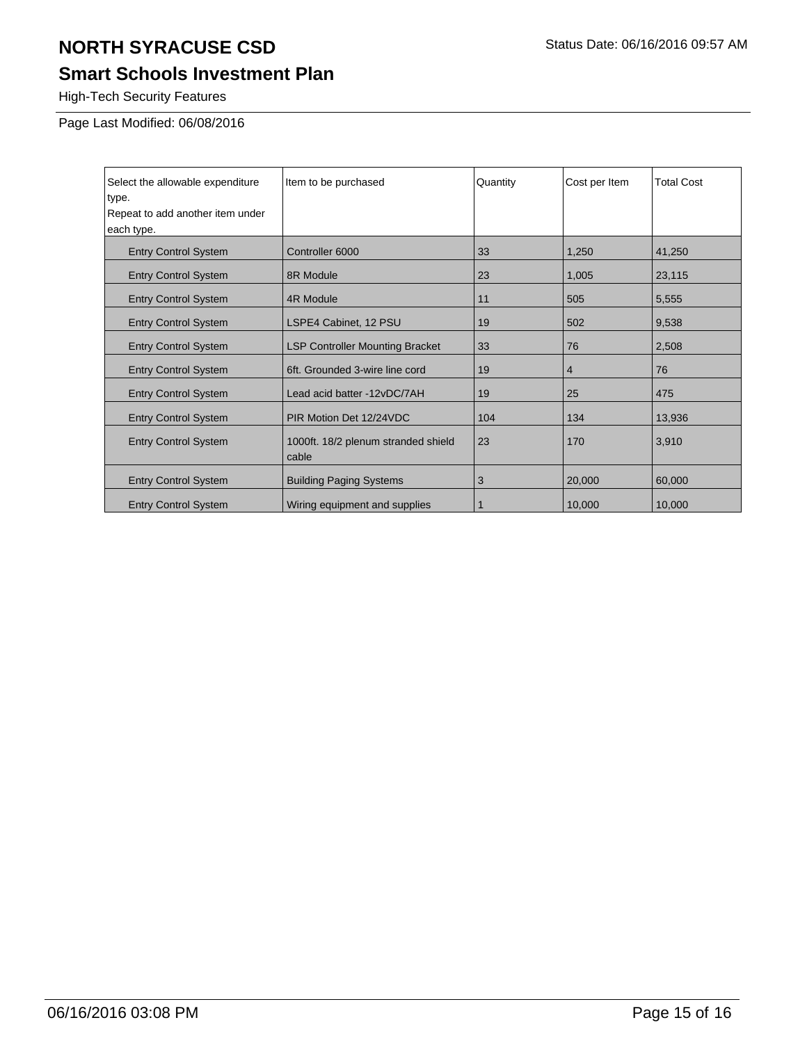# NORTH SYRACUSE CSD

Status Date: 06/16/2016 09:57 AM

## Smart Schools Investment Plan

High-Tech Security Features

Page Last Modified: 06/08/2016

| Select the allowable expenditure type. Repeat to add another item under each type. | Item to be purchased | Quantity | Cost per Item | Total Cost |
|---|---|---|---|---|
| Entry Control System | Controller 6000 | 33 | 1,250 | 41,250 |
| Entry Control System | 8R Module | 23 | 1,005 | 23,115 |
| Entry Control System | 4R Module | 11 | 505 | 5,555 |
| Entry Control System | LSPE4 Cabinet, 12 PSU | 19 | 502 | 9,538 |
| Entry Control System | LSP Controller Mounting Bracket | 33 | 76 | 2,508 |
| Entry Control System | 6ft. Grounded 3-wire line cord | 19 | 4 | 76 |
| Entry Control System | Lead acid batter -12vDC/7AH | 19 | 25 | 475 |
| Entry Control System | PIR Motion Det 12/24VDC | 104 | 134 | 13,936 |
| Entry Control System | 1000ft. 18/2 plenum stranded shield cable | 23 | 170 | 3,910 |
| Entry Control System | Building Paging Systems | 3 | 20,000 | 60,000 |
| Entry Control System | Wiring equipment and supplies | 1 | 10,000 | 10,000 |